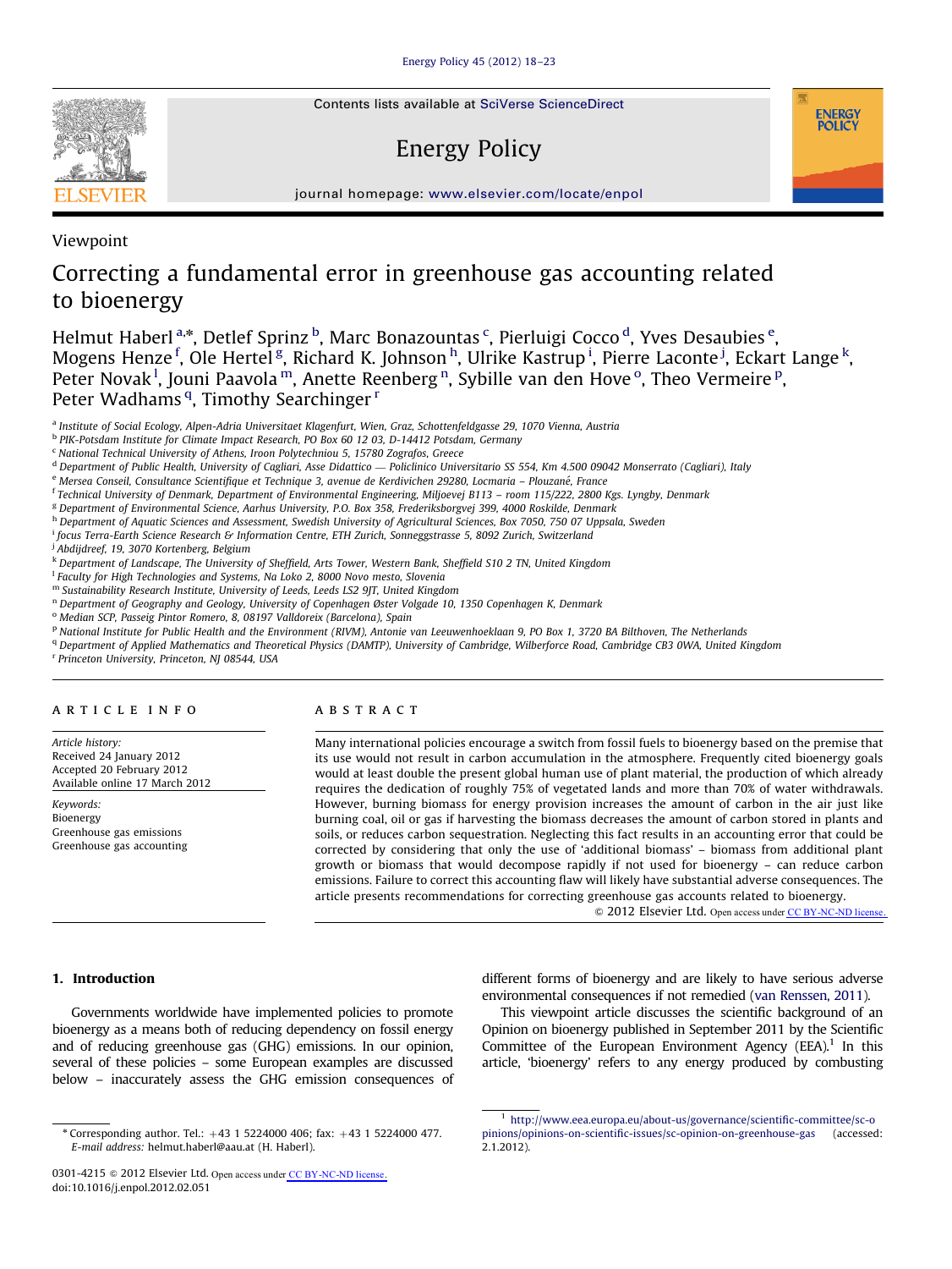Viewpoint

# Correcting a fundamental error in greenhouse gas accounting related to bioenergy

Helmut Haberl [a,*], Detlef Sprinz [b], Marc Bonazountas [c], Pierluigi Cocco [d], Yves Desaubies [e], Mogens Henze [f], Ole Hertel [g], Richard K. Johnson [h], Ulrike Kastrup [i], Pierre Laconte [j], Eckart Lange [k], Peter Novak [l], Jouni Paavola [m], Anette Reenberg [n], Sybille van den Hove [o], Theo Vermeire [p], Peter Wadhams [q], Timothy Searchinger [r]

[a] Institute of Social Ecology, Alpen-Adria Universitaet Klagenfurt, Wien, Graz, Schottenfeldgasse 29, 1070 Vienna, Austria
[b] PIK-Potsdam Institute for Climate Impact Research, PO Box 60 12 03, D-14412 Potsdam, Germany
[c] National Technical University of Athens, Iroon Polytechniou 5, 15780 Zografos, Greece
[d] Department of Public Health, University of Cagliari, Asse Didattico — Policlinico Universitario SS 554, Km 4.500 09042 Monserrato (Cagliari), Italy
[e] Mersea Conseil, Consultance Scientifique et Technique 3, avenue de Kerdivichen 29280, Locmaria – Plouzané, France
[f] Technical University of Denmark, Department of Environmental Engineering, Miljoevej B113 – room 115/222, 2800 Kgs. Lyngby, Denmark
[g] Department of Environmental Science, Aarhus University, P.O. Box 358, Frederiksborgvej 399, 4000 Roskilde, Denmark
[h] Department of Aquatic Sciences and Assessment, Swedish University of Agricultural Sciences, Box 7050, 750 07 Uppsala, Sweden
[i] focus Terra-Earth Science Research & Information Centre, ETH Zurich, Sonneggstrasse 5, 8092 Zurich, Switzerland
[j] Abdijdreef, 19, 3070 Kortenberg, Belgium
[k] Department of Landscape, The University of Sheffield, Arts Tower, Western Bank, Sheffield S10 2 TN, United Kingdom
[l] Faculty for High Technologies and Systems, Na Loko 2, 8000 Novo mesto, Slovenia
[m] Sustainability Research Institute, University of Leeds, Leeds LS2 9JT, United Kingdom
[n] Department of Geography and Geology, University of Copenhagen Øster Volgade 10, 1350 Copenhagen K, Denmark
[o] Median SCP, Passeig Pintor Romero, 8, 08197 Valldoreix (Barcelona), Spain
[p] National Institute for Public Health and the Environment (RIVM), Antonie van Leeuwenhoeklaan 9, PO Box 1, 3720 BA Bilthoven, The Netherlands
[q] Department of Applied Mathematics and Theoretical Physics (DAMTP), University of Cambridge, Wilberforce Road, Cambridge CB3 0WA, United Kingdom
[r] Princeton University, Princeton, NJ 08544, USA

## ARTICLE INFO

*Article history:*
Received 24 January 2012
Accepted 20 February 2012
Available online 17 March 2012

*Keywords:*
Bioenergy
Greenhouse gas emissions
Greenhouse gas accounting

## ABSTRACT

Many international policies encourage a switch from fossil fuels to bioenergy based on the premise that its use would not result in carbon accumulation in the atmosphere. Frequently cited bioenergy goals would at least double the present global human use of plant material, the production of which already requires the dedication of roughly 75% of vegetated lands and more than 70% of water withdrawals. However, burning biomass for energy provision increases the amount of carbon in the air just like burning coal, oil or gas if harvesting the biomass decreases the amount of carbon stored in plants and soils, or reduces carbon sequestration. Neglecting this fact results in an accounting error that could be corrected by considering that only the use of 'additional biomass' – biomass from additional plant growth or biomass that would decompose rapidly if not used for bioenergy – can reduce carbon emissions. Failure to correct this accounting flaw will likely have substantial adverse consequences. The article presents recommendations for correcting greenhouse gas accounts related to bioenergy.

© 2012 Elsevier Ltd. Open access under CC BY-NC-ND license.

## 1. Introduction

Governments worldwide have implemented policies to promote bioenergy as a means both of reducing dependency on fossil energy and of reducing greenhouse gas (GHG) emissions. In our opinion, several of these policies – some European examples are discussed below – inaccurately assess the GHG emission consequences of different forms of bioenergy and are likely to have serious adverse environmental consequences if not remedied (van Renssen, 2011).

This viewpoint article discusses the scientific background of an Opinion on bioenergy published in September 2011 by the Scientific Committee of the European Environment Agency (EEA).[1] In this article, 'bioenergy' refers to any energy produced by combusting

[1] http://www.eea.europa.eu/about-us/governance/scientific-committee/sc-opinions/opinions-on-scientific-issues/sc-opinion-on-greenhouse-gas (accessed: 2.1.2012).

* Corresponding author. Tel.: +43 1 5224000 406; fax: +43 1 5224000 477. E-mail address: helmut.haberl@aau.at (H. Haberl).

0301-4215 © 2012 Elsevier Ltd. Open access under CC BY-NC-ND license.
doi:10.1016/j.enpol.2012.02.051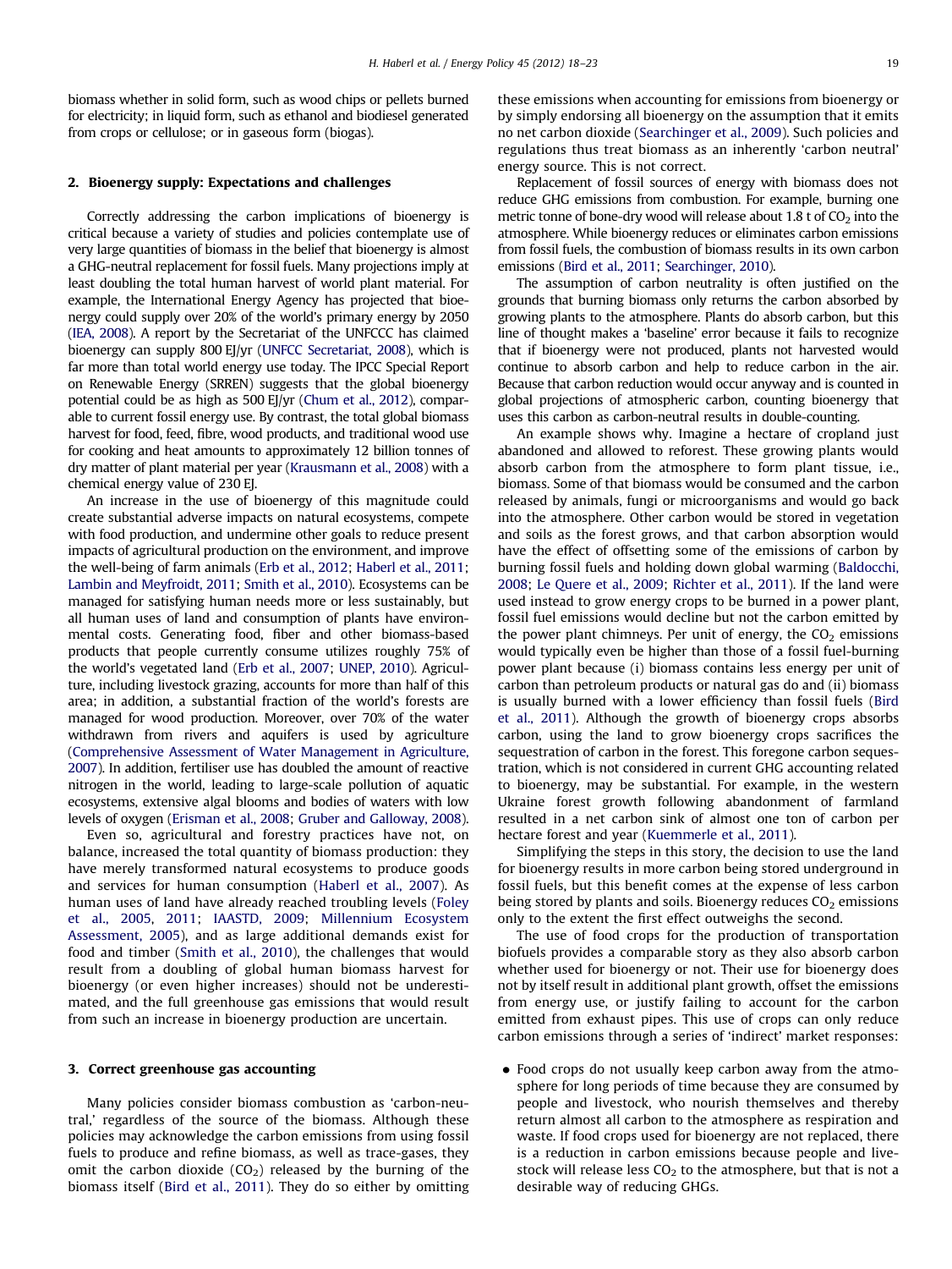biomass whether in solid form, such as wood chips or pellets burned for electricity; in liquid form, such as ethanol and biodiesel generated from crops or cellulose; or in gaseous form (biogas).

## 2. Bioenergy supply: Expectations and challenges

Correctly addressing the carbon implications of bioenergy is critical because a variety of studies and policies contemplate use of very large quantities of biomass in the belief that bioenergy is almost a GHG-neutral replacement for fossil fuels. Many projections imply at least doubling the total human harvest of world plant material. For example, the International Energy Agency has projected that bioenergy could supply over 20% of the world's primary energy by 2050 (IEA, 2008). A report by the Secretariat of the UNFCCC has claimed bioenergy can supply 800 EJ/yr (UNFCCC Secretariat, 2008), which is far more than total world energy use today. The IPCC Special Report on Renewable Energy (SRREN) suggests that the global bioenergy potential could be as high as 500 EJ/yr (Chum et al., 2012), comparable to current fossil energy use. By contrast, the total global biomass harvest for food, feed, fibre, wood products, and traditional wood use for cooking and heat amounts to approximately 12 billion tonnes of dry matter of plant material per year (Krausmann et al., 2008) with a chemical energy value of 230 EJ.

An increase in the use of bioenergy of this magnitude could create substantial adverse impacts on natural ecosystems, compete with food production, and undermine other goals to reduce present impacts of agricultural production on the environment, and improve the well-being of farm animals (Erb et al., 2012; Haberl et al., 2011; Lambin and Meyfroidt, 2011; Smith et al., 2010). Ecosystems can be managed for satisfying human needs more or less sustainably, but all human uses of land and consumption of plants have environmental costs. Generating food, fiber and other biomass-based products that people currently consume utilizes roughly 75% of the world's vegetated land (Erb et al., 2007; UNEP, 2010). Agriculture, including livestock grazing, accounts for more than half of this area; in addition, a substantial fraction of the world's forests are managed for wood production. Moreover, over 70% of the water withdrawn from rivers and aquifers is used by agriculture (Comprehensive Assessment of Water Management in Agriculture, 2007). In addition, fertiliser use has doubled the amount of reactive nitrogen in the world, leading to large-scale pollution of aquatic ecosystems, extensive algal blooms and bodies of waters with low levels of oxygen (Erisman et al., 2008; Gruber and Galloway, 2008).

Even so, agricultural and forestry practices have not, on balance, increased the total quantity of biomass production: they have merely transformed natural ecosystems to produce goods and services for human consumption (Haberl et al., 2007). As human uses of land have already reached troubling levels (Foley et al., 2005, 2011; IAASTD, 2009; Millennium Ecosystem Assessment, 2005), and as large additional demands exist for food and timber (Smith et al., 2010), the challenges that would result from a doubling of global human biomass harvest for bioenergy (or even higher increases) should not be underestimated, and the full greenhouse gas emissions that would result from such an increase in bioenergy production are uncertain.

## 3. Correct greenhouse gas accounting

Many policies consider biomass combustion as 'carbon-neutral,' regardless of the source of the biomass. Although these policies may acknowledge the carbon emissions from using fossil fuels to produce and refine biomass, as well as trace-gases, they omit the carbon dioxide ($CO_2$) released by the burning of the biomass itself (Bird et al., 2011). They do so either by omitting these emissions when accounting for emissions from bioenergy or by simply endorsing all bioenergy on the assumption that it emits no net carbon dioxide (Searchinger et al., 2009). Such policies and regulations thus treat biomass as an inherently 'carbon neutral' energy source. This is not correct.

Replacement of fossil sources of energy with biomass does not reduce GHG emissions from combustion. For example, burning one metric tonne of bone-dry wood will release about 1.8 t of $CO_2$ into the atmosphere. While bioenergy reduces or eliminates carbon emissions from fossil fuels, the combustion of biomass results in its own carbon emissions (Bird et al., 2011; Searchinger, 2010).

The assumption of carbon neutrality is often justified on the grounds that burning biomass only returns the carbon absorbed by growing plants to the atmosphere. Plants do absorb carbon, but this line of thought makes a 'baseline' error because it fails to recognize that if bioenergy were not produced, plants not harvested would continue to absorb carbon and help to reduce carbon in the air. Because that carbon reduction would occur anyway and is counted in global projections of atmospheric carbon, counting bioenergy that uses this carbon as carbon-neutral results in double-counting.

An example shows why. Imagine a hectare of cropland just abandoned and allowed to reforest. These growing plants would absorb carbon from the atmosphere to form plant tissue, i.e., biomass. Some of that biomass would be consumed and the carbon released by animals, fungi or microorganisms and would go back into the atmosphere. Other carbon would be stored in vegetation and soils as the forest grows, and that carbon absorption would have the effect of offsetting some of the emissions of carbon by burning fossil fuels and holding down global warming (Baldocchi, 2008; Le Quere et al., 2009; Richter et al., 2011). If the land were used instead to grow energy crops to be burned in a power plant, fossil fuel emissions would decline but not the carbon emitted by the power plant chimneys. Per unit of energy, the $CO_2$ emissions would typically even be higher than those of a fossil fuel-burning power plant because (i) biomass contains less energy per unit of carbon than petroleum products or natural gas do and (ii) biomass is usually burned with a lower efficiency than fossil fuels (Bird et al., 2011). Although the growth of bioenergy crops absorbs carbon, using the land to grow bioenergy crops sacrifices the sequestration of carbon in the forest. This foregone carbon sequestration, which is not considered in current GHG accounting related to bioenergy, may be substantial. For example, in the western Ukraine forest growth following abandonment of farmland resulted in a net carbon sink of almost one ton of carbon per hectare forest and year (Kuemmerle et al., 2011).

Simplifying the steps in this story, the decision to use the land for bioenergy results in more carbon being stored underground in fossil fuels, but this benefit comes at the expense of less carbon being stored by plants and soils. Bioenergy reduces $CO_2$ emissions only to the extent the first effect outweighs the second.

The use of food crops for the production of transportation biofuels provides a comparable story as they also absorb carbon whether used for bioenergy or not. Their use for bioenergy does not by itself result in additional plant growth, offset the emissions from energy use, or justify failing to account for the carbon emitted from exhaust pipes. This use of crops can only reduce carbon emissions through a series of 'indirect' market responses:

- Food crops do not usually keep carbon away from the atmosphere for long periods of time because they are consumed by people and livestock, who nourish themselves and thereby return almost all carbon to the atmosphere as respiration and waste. If food crops used for bioenergy are not replaced, there is a reduction in carbon emissions because people and livestock will release less $CO_2$ to the atmosphere, but that is not a desirable way of reducing GHGs.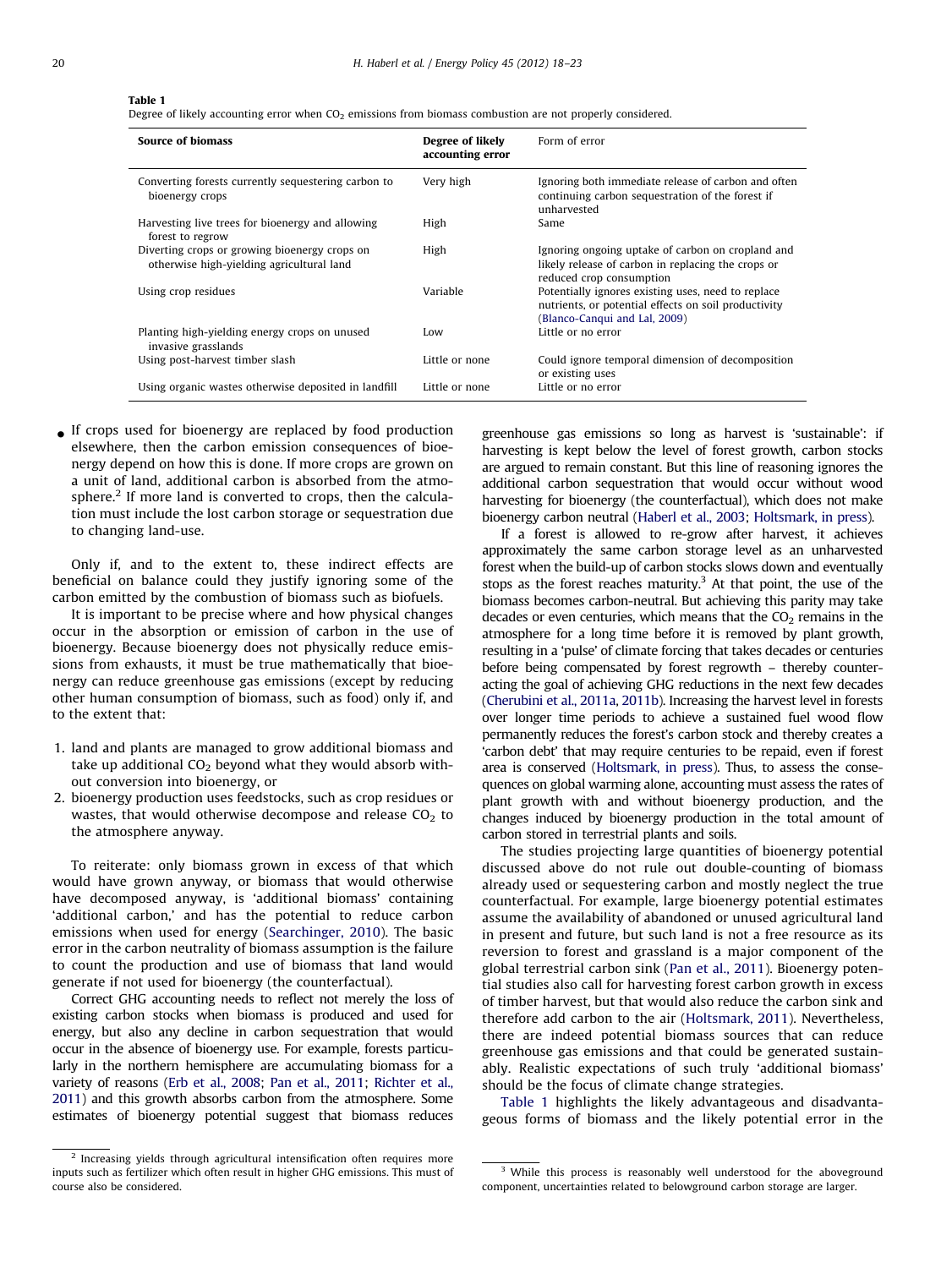**Table 1**
Degree of likely accounting error when $CO_2$ emissions from biomass combustion are not properly considered.

| Source of biomass | Degree of likely accounting error | Form of error |
|---|---|---|
| Converting forests currently sequestering carbon to bioenergy crops | Very high | Ignoring both immediate release of carbon and often continuing carbon sequestration of the forest if unharvested |
| Harvesting live trees for bioenergy and allowing forest to regrow | High | Same |
| Diverting crops or growing bioenergy crops on otherwise high-yielding agricultural land | High | Ignoring ongoing uptake of carbon on cropland and likely release of carbon in replacing the crops or reduced crop consumption |
| Using crop residues | Variable | Potentially ignores existing uses, need to replace nutrients, or potential effects on soil productivity (Blanco-Canqui and Lal, 2009) |
| Planting high-yielding energy crops on unused invasive grasslands | Low | Little or no error |
| Using post-harvest timber slash | Little or none | Could ignore temporal dimension of decomposition or existing uses |
| Using organic wastes otherwise deposited in landfill | Little or none | Little or no error |

- If crops used for bioenergy are replaced by food production elsewhere, then the carbon emission consequences of bioenergy depend on how this is done. If more crops are grown on a unit of land, additional carbon is absorbed from the atmosphere.[2] If more land is converted to crops, then the calculation must include the lost carbon storage or sequestration due to changing land-use.

Only if, and to the extent to, these indirect effects are beneficial on balance could they justify ignoring some of the carbon emitted by the combustion of biomass such as biofuels.

It is important to be precise where and how physical changes occur in the absorption or emission of carbon in the use of bioenergy. Because bioenergy does not physically reduce emissions from exhausts, it must be true mathematically that bioenergy can reduce greenhouse gas emissions (except by reducing other human consumption of biomass, such as food) only if, and to the extent that:

1. land and plants are managed to grow additional biomass and take up additional $CO_2$ beyond what they would absorb without conversion into bioenergy, or
2. bioenergy production uses feedstocks, such as crop residues or wastes, that would otherwise decompose and release $CO_2$ to the atmosphere anyway.

To reiterate: only biomass grown in excess of that which would have grown anyway, or biomass that would otherwise have decomposed anyway, is 'additional biomass' containing 'additional carbon,' and has the potential to reduce carbon emissions when used for energy (Searchinger, 2010). The basic error in the carbon neutrality of biomass assumption is the failure to count the production and use of biomass that land would generate if not used for bioenergy (the counterfactual).

Correct GHG accounting needs to reflect not merely the loss of existing carbon stocks when biomass is produced and used for energy, but also any decline in carbon sequestration that would occur in the absence of bioenergy use. For example, forests particularly in the northern hemisphere are accumulating biomass for a variety of reasons (Erb et al., 2008; Pan et al., 2011; Richter et al., 2011) and this growth absorbs carbon from the atmosphere. Some estimates of bioenergy potential suggest that biomass reduces greenhouse gas emissions so long as harvest is 'sustainable': if harvesting is kept below the level of forest growth, carbon stocks are argued to remain constant. But this line of reasoning ignores the additional carbon sequestration that would occur without wood harvesting for bioenergy (the counterfactual), which does not make bioenergy carbon neutral (Haberl et al., 2003; Holtsmark, in press).

If a forest is allowed to re-grow after harvest, it achieves approximately the same carbon storage level as an unharvested forest when the build-up of carbon stocks slows down and eventually stops as the forest reaches maturity.[3] At that point, the use of the biomass becomes carbon-neutral. But achieving this parity may take decades or even centuries, which means that the $CO_2$ remains in the atmosphere for a long time before it is removed by plant growth, resulting in a 'pulse' of climate forcing that takes decades or centuries before being compensated by forest regrowth – thereby counteracting the goal of achieving GHG reductions in the next few decades (Cherubini et al., 2011a, 2011b). Increasing the harvest level in forests over longer time periods to achieve a sustained fuel wood flow permanently reduces the forest's carbon stock and thereby creates a 'carbon debt' that may require centuries to be repaid, even if forest area is conserved (Holtsmark, in press). Thus, to assess the consequences on global warming alone, accounting must assess the rates of plant growth with and without bioenergy production, and the changes induced by bioenergy production in the total amount of carbon stored in terrestrial plants and soils.

The studies projecting large quantities of bioenergy potential discussed above do not rule out double-counting of biomass already used or sequestering carbon and mostly neglect the true counterfactual. For example, large bioenergy potential estimates assume the availability of abandoned or unused agricultural land in present and future, but such land is not a free resource as its reversion to forest and grassland is a major component of the global terrestrial carbon sink (Pan et al., 2011). Bioenergy potential studies also call for harvesting forest carbon growth in excess of timber harvest, but that would also reduce the carbon sink and therefore add carbon to the air (Holtsmark, 2011). Nevertheless, there are indeed potential biomass sources that can reduce greenhouse gas emissions and that could be generated sustainably. Realistic expectations of such truly 'additional biomass' should be the focus of climate change strategies.

Table 1 highlights the likely advantageous and disadvantageous forms of biomass and the likely potential error in the

[2] Increasing yields through agricultural intensification often requires more inputs such as fertilizer which often result in higher GHG emissions. This must of course also be considered.

[3] While this process is reasonably well understood for the aboveground component, uncertainties related to belowground carbon storage are larger.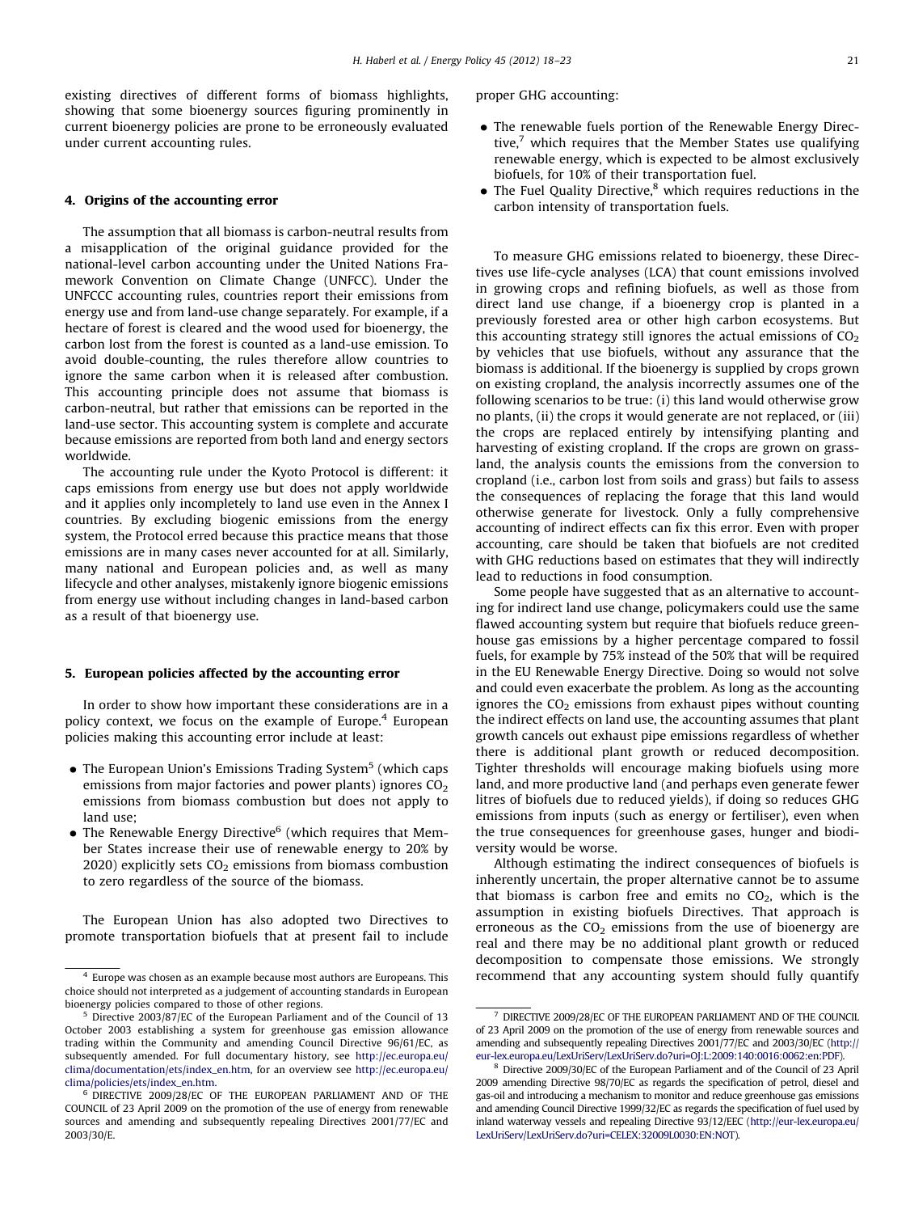existing directives of different forms of biomass highlights, showing that some bioenergy sources figuring prominently in current bioenergy policies are prone to be erroneously evaluated under current accounting rules.

## 4. Origins of the accounting error

The assumption that all biomass is carbon-neutral results from a misapplication of the original guidance provided for the national-level carbon accounting under the United Nations Framework Convention on Climate Change (UNFCC). Under the UNFCCC accounting rules, countries report their emissions from energy use and from land-use change separately. For example, if a hectare of forest is cleared and the wood used for bioenergy, the carbon lost from the forest is counted as a land-use emission. To avoid double-counting, the rules therefore allow countries to ignore the same carbon when it is released after combustion. This accounting principle does not assume that biomass is carbon-neutral, but rather that emissions can be reported in the land-use sector. This accounting system is complete and accurate because emissions are reported from both land and energy sectors worldwide.

The accounting rule under the Kyoto Protocol is different: it caps emissions from energy use but does not apply worldwide and it applies only incompletely to land use even in the Annex I countries. By excluding biogenic emissions from the energy system, the Protocol erred because this practice means that those emissions are in many cases never accounted for at all. Similarly, many national and European policies and, as well as many lifecycle and other analyses, mistakenly ignore biogenic emissions from energy use without including changes in land-based carbon as a result of that bioenergy use.

## 5. European policies affected by the accounting error

In order to show how important these considerations are in a policy context, we focus on the example of Europe.[4] European policies making this accounting error include at least:

- The European Union's Emissions Trading System[5] (which caps emissions from major factories and power plants) ignores $CO_2$ emissions from biomass combustion but does not apply to land use;
- The Renewable Energy Directive[6] (which requires that Member States increase their use of renewable energy to 20% by 2020) explicitly sets $CO_2$ emissions from biomass combustion to zero regardless of the source of the biomass.

The European Union has also adopted two Directives to promote transportation biofuels that at present fail to include proper GHG accounting:

- The renewable fuels portion of the Renewable Energy Directive,[7] which requires that the Member States use qualifying renewable energy, which is expected to be almost exclusively biofuels, for 10% of their transportation fuel.
- The Fuel Quality Directive,[8] which requires reductions in the carbon intensity of transportation fuels.

To measure GHG emissions related to bioenergy, these Directives use life-cycle analyses (LCA) that count emissions involved in growing crops and refining biofuels, as well as those from direct land use change, if a bioenergy crop is planted in a previously forested area or other high carbon ecosystems. But this accounting strategy still ignores the actual emissions of $CO_2$ by vehicles that use biofuels, without any assurance that the biomass is additional. If the bioenergy is supplied by crops grown on existing cropland, the analysis incorrectly assumes one of the following scenarios to be true: (i) this land would otherwise grow no plants, (ii) the crops it would generate are not replaced, or (iii) the crops are replaced entirely by intensifying planting and harvesting of existing cropland. If the crops are grown on grassland, the analysis counts the emissions from the conversion to cropland (i.e., carbon lost from soils and grass) but fails to assess the consequences of replacing the forage that this land would otherwise generate for livestock. Only a fully comprehensive accounting of indirect effects can fix this error. Even with proper accounting, care should be taken that biofuels are not credited with GHG reductions based on estimates that they will indirectly lead to reductions in food consumption.

Some people have suggested that as an alternative to accounting for indirect land use change, policymakers could use the same flawed accounting system but require that biofuels reduce greenhouse gas emissions by a higher percentage compared to fossil fuels, for example by 75% instead of the 50% that will be required in the EU Renewable Energy Directive. Doing so would not solve and could even exacerbate the problem. As long as the accounting ignores the $CO_2$ emissions from exhaust pipes without counting the indirect effects on land use, the accounting assumes that plant growth cancels out exhaust pipe emissions regardless of whether there is additional plant growth or reduced decomposition. Tighter thresholds will encourage making biofuels using more land, and more productive land (and perhaps even generate fewer litres of biofuels due to reduced yields), if doing so reduces GHG emissions from inputs (such as energy or fertiliser), even when the true consequences for greenhouse gases, hunger and biodiversity would be worse.

Although estimating the indirect consequences of biofuels is inherently uncertain, the proper alternative cannot be to assume that biomass is carbon free and emits no $CO_2$, which is the assumption in existing biofuels Directives. That approach is erroneous as the $CO_2$ emissions from the use of bioenergy are real and there may be no additional plant growth or reduced decomposition to compensate those emissions. We strongly recommend that any accounting system should fully quantify

---

[4] Europe was chosen as an example because most authors are Europeans. This choice should not interpreted as a judgement of accounting standards in European bioenergy policies compared to those of other regions.

[5] Directive 2003/87/EC of the European Parliament and of the Council of 13 October 2003 establishing a system for greenhouse gas emission allowance trading within the Community and amending Council Directive 96/61/EC, as subsequently amended. For full documentary history, see http://ec.europa.eu/clima/documentation/ets/index_en.htm, for an overview see http://ec.europa.eu/clima/policies/ets/index_en.htm.

[6] DIRECTIVE 2009/28/EC OF THE EUROPEAN PARLIAMENT AND OF THE COUNCIL of 23 April 2009 on the promotion of the use of energy from renewable sources and amending and subsequently repealing Directives 2001/77/EC and 2003/30/E.

[7] DIRECTIVE 2009/28/EC OF THE EUROPEAN PARLIAMENT AND OF THE COUNCIL of 23 April 2009 on the promotion of the use of energy from renewable sources and amending and subsequently repealing Directives 2001/77/EC and 2003/30/EC (http://eur-lex.europa.eu/LexUriServ/LexUriServ.do?uri=OJ:L:2009:140:0016:0062:en:PDF).

[8] Directive 2009/30/EC of the European Parliament and of the Council of 23 April 2009 amending Directive 98/70/EC as regards the specification of petrol, diesel and gas-oil and introducing a mechanism to monitor and reduce greenhouse gas emissions and amending Council Directive 1999/32/EC as regards the specification of fuel used by inland waterway vessels and repealing Directive 93/12/EEC (http://eur-lex.europa.eu/LexUriServ/LexUriServ.do?uri=CELEX:32009L0030:EN:NOT).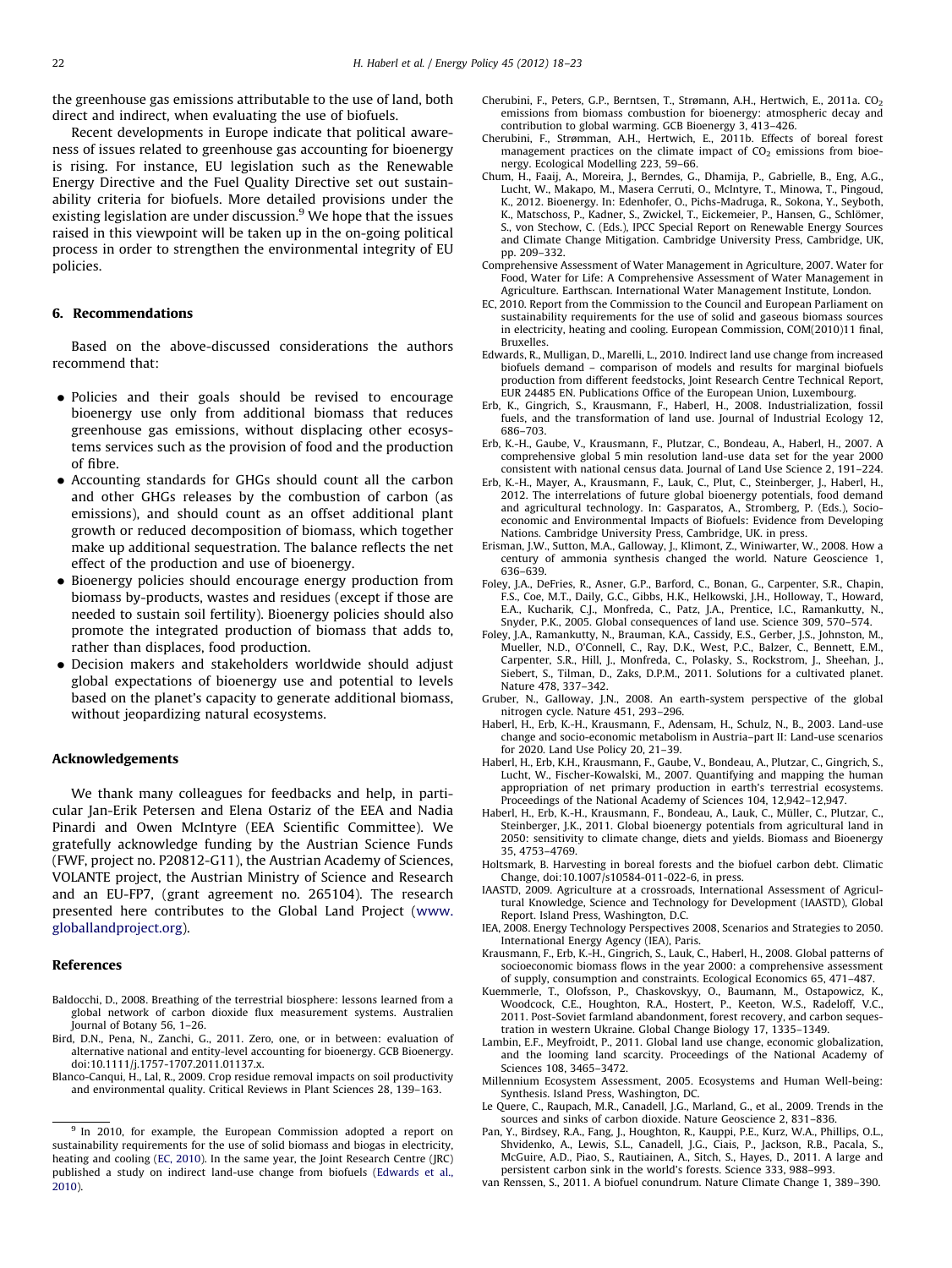the greenhouse gas emissions attributable to the use of land, both direct and indirect, when evaluating the use of biofuels.

Recent developments in Europe indicate that political awareness of issues related to greenhouse gas accounting for bioenergy is rising. For instance, EU legislation such as the Renewable Energy Directive and the Fuel Quality Directive set out sustainability criteria for biofuels. More detailed provisions under the existing legislation are under discussion.[9] We hope that the issues raised in this viewpoint will be taken up in the on-going political process in order to strengthen the environmental integrity of EU policies.

## 6. Recommendations

Based on the above-discussed considerations the authors recommend that:

- Policies and their goals should be revised to encourage bioenergy use only from additional biomass that reduces greenhouse gas emissions, without displacing other ecosystems services such as the provision of food and the production of fibre.
- Accounting standards for GHGs should count all the carbon and other GHGs releases by the combustion of carbon (as emissions), and should count as an offset additional plant growth or reduced decomposition of biomass, which together make up additional sequestration. The balance reflects the net effect of the production and use of bioenergy.
- Bioenergy policies should encourage energy production from biomass by-products, wastes and residues (except if those are needed to sustain soil fertility). Bioenergy policies should also promote the integrated production of biomass that adds to, rather than displaces, food production.
- Decision makers and stakeholders worldwide should adjust global expectations of bioenergy use and potential to levels based on the planet's capacity to generate additional biomass, without jeopardizing natural ecosystems.

## Acknowledgements

We thank many colleagues for feedbacks and help, in particular Jan-Erik Petersen and Elena Ostariz of the EEA and Nadia Pinardi and Owen McIntyre (EEA Scientific Committee). We gratefully acknowledge funding by the Austrian Science Funds (FWF, project no. P20812-G11), the Austrian Academy of Sciences, VOLANTE project, the Austrian Ministry of Science and Research and an EU-FP7, (grant agreement no. 265104). The research presented here contributes to the Global Land Project (www.globallandproject.org).

## References

Baldocchi, D., 2008. Breathing of the terrestrial biosphere: lessons learned from a global network of carbon dioxide flux measurement systems. Australien Journal of Botany 56, 1–26.

Bird, D.N., Pena, N., Zanchi, G., 2011. Zero, one, or in between: evaluation of alternative national and entity-level accounting for bioenergy. GCB Bioenergy. doi:10.1111/j.1757-1707.2011.01137.x.

Blanco-Canqui, H., Lal, R., 2009. Crop residue removal impacts on soil productivity and environmental quality. Critical Reviews in Plant Sciences 28, 139–163.

Cherubini, F., Peters, G.P., Berntsen, T., Strømann, A.H., Hertwich, E., 2011a. $CO_2$ emissions from biomass combustion for bioenergy: atmospheric decay and contribution to global warming. GCB Bioenergy 3, 413–426.

Cherubini, F., Strømman, A.H., Hertwich, E., 2011b. Effects of boreal forest management practices on the climate impact of $CO_2$ emissions from bioenergy. Ecological Modelling 223, 59–66.

Chum, H., Faaij, A., Moreira, J., Berndes, G., Dhamija, P., Gabrielle, B., Eng, A.G., Lucht, W., Makapo, M., Masera Cerruti, O., McIntyre, T., Minowa, T., Pingoud, K., 2012. Bioenergy. In: Edenhofer, O., Pichs-Madruga, R., Sokona, Y., Seyboth, K., Matschoss, P., Kadner, S., Zwickel, T., Eickemeier, P., Hansen, G., Schlömer, S., von Stechow, C. (Eds.), IPCC Special Report on Renewable Energy Sources and Climate Change Mitigation. Cambridge University Press, Cambridge, UK, pp. 209–332.

Comprehensive Assessment of Water Management in Agriculture, 2007. Water for Food, Water for Life: A Comprehensive Assessment of Water Management in Agriculture. Earthscan. International Water Management Institute, London.

EC, 2010. Report from the Commission to the Council and European Parliament on sustainability requirements for the use of solid and gaseous biomass sources in electricity, heating and cooling. European Commission, COM(2010)11 final, Bruxelles.

Edwards, R., Mulligan, D., Marelli, L., 2010. Indirect land use change from increased biofuels demand – comparison of models and results for marginal biofuels production from different feedstocks, Joint Research Centre Technical Report, EUR 24485 EN. Publications Office of the European Union, Luxembourg.

Erb, K., Gingrich, S., Krausmann, F., Haberl, H., 2008. Industrialization, fossil fuels, and the transformation of land use. Journal of Industrial Ecology 12, 686–703.

Erb, K.-H., Gaube, V., Krausmann, F., Plutzar, C., Bondeau, A., Haberl, H., 2007. A comprehensive global 5 min resolution land-use data set for the year 2000 consistent with national census data. Journal of Land Use Science 2, 191–224.

Erb, K.-H., Mayer, A., Krausmann, F., Lauk, C., Plut, C., Steinberger, J., Haberl, H., 2012. The interrelations of future global bioenergy potentials, food demand and agricultural technology. In: Gasparatos, A., Stromberg, P. (Eds.), Socio-economic and Environmental Impacts of Biofuels: Evidence from Developing Nations. Cambridge University Press, Cambridge, UK. in press.

Erisman, J.W., Sutton, M.A., Galloway, J., Klimont, Z., Winiwarter, W., 2008. How a century of ammonia synthesis changed the world. Nature Geoscience 1, 636–639.

Foley, J.A., DeFries, R., Asner, G.P., Barford, C., Bonan, G., Carpenter, S.R., Chapin, F.S., Coe, M.T., Daily, G.C., Gibbs, H.K., Helkowski, J.H., Holloway, T., Howard, E.A., Kucharik, C.J., Monfreda, C., Patz, J.A., Prentice, I.C., Ramankutty, N., Snyder, P.K., 2005. Global consequences of land use. Science 309, 570–574.

Foley, J.A., Ramankutty, N., Brauman, K.A., Cassidy, E.S., Gerber, J.S., Johnston, M., Mueller, N.D., O'Connell, C., Ray, D.K., West, P.C., Balzer, C., Bennett, E.M., Carpenter, S.R., Hill, J., Monfreda, C., Polasky, S., Rockstrom, J., Sheehan, J., Siebert, S., Tilman, D., Zaks, D.P.M., 2011. Solutions for a cultivated planet. Nature 478, 337–342.

Gruber, N., Galloway, J.N., 2008. An earth-system perspective of the global nitrogen cycle. Nature 451, 293–296.

Haberl, H., Erb, K.-H., Krausmann, F., Adensam, H., Schulz, N., B., 2003. Land-use change and socio-economic metabolism in Austria–part II: Land-use scenarios for 2020. Land Use Policy 20, 21–39.

Haberl, H., Erb, K.H., Krausmann, F., Gaube, V., Bondeau, A., Plutzar, C., Gingrich, S., Lucht, W., Fischer-Kowalski, M., 2007. Quantifying and mapping the human appropriation of net primary production in earth's terrestrial ecosystems. Proceedings of the National Academy of Sciences 104, 12,942–12,947.

Haberl, H., Erb, K.-H., Krausmann, F., Bondeau, A., Lauk, C., Müller, C., Plutzar, C., Steinberger, J.K., 2011. Global bioenergy potentials from agricultural land in 2050: sensitivity to climate change, diets and yields. Biomass and Bioenergy 35, 4753–4769.

Holtsmark, B. Harvesting in boreal forests and the biofuel carbon debt. Climatic Change, doi:10.1007/s10584-011-022-6, in press.

IAASTD, 2009. Agriculture at a crossroads, International Assessment of Agricultural Knowledge, Science and Technology for Development (IAASTD), Global Report. Island Press, Washington, D.C.

IEA, 2008. Energy Technology Perspectives 2008, Scenarios and Strategies to 2050. International Energy Agency (IEA), Paris.

Krausmann, F., Erb, K.-H., Gingrich, S., Lauk, C., Haberl, H., 2008. Global patterns of socioeconomic biomass flows in the year 2000: a comprehensive assessment of supply, consumption and constraints. Ecological Economics 65, 471–487.

Kuemmerle, T., Olofsson, P., Chaskovskyy, O., Baumann, M., Ostapowicz, K., Woodcock, C.E., Houghton, R.A., Hostert, P., Keeton, W.S., Radeloff, V.C., 2011. Post-Soviet farmland abandonment, forest recovery, and carbon sequestration in western Ukraine. Global Change Biology 17, 1335–1349.

Lambin, E.F., Meyfroidt, P., 2011. Global land use change, economic globalization, and the looming land scarcity. Proceedings of the National Academy of Sciences 108, 3465–3472.

Millennium Ecosystem Assessment, 2005. Ecosystems and Human Well-being: Synthesis. Island Press, Washington, DC.

Le Quere, C., Raupach, M.R., Canadell, J.G., Marland, G., et al., 2009. Trends in the sources and sinks of carbon dioxide. Nature Geoscience 2, 831–836.

Pan, Y., Birdsey, R.A., Fang, J., Houghton, R., Kauppi, P.E., Kurz, W.A., Phillips, O.L., Shvidenko, A., Lewis, S.L., Canadell, J.G., Ciais, P., Jackson, R.B., Pacala, S., McGuire, A.D., Piao, S., Rautiainen, A., Sitch, S., Hayes, D., 2011. A large and persistent carbon sink in the world's forests. Science 333, 988–993.

van Renssen, S., 2011. A biofuel conundrum. Nature Climate Change 1, 389–390.

[9] In 2010, for example, the European Commission adopted a report on sustainability requirements for the use of solid biomass and biogas in electricity, heating and cooling (EC, 2010). In the same year, the Joint Research Centre (JRC) published a study on indirect land-use change from biofuels (Edwards et al., 2010).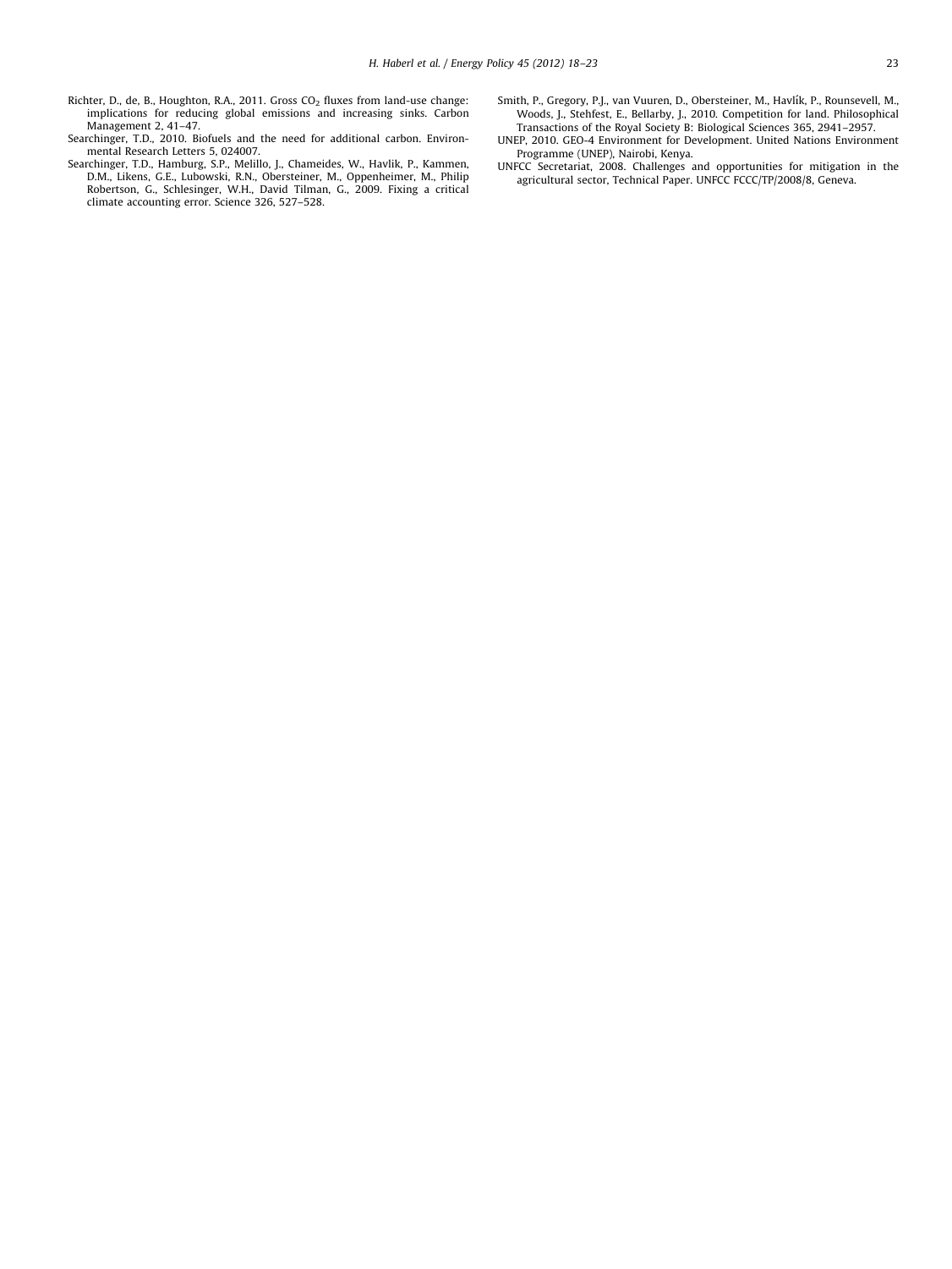Richter, D., de, B., Houghton, R.A., 2011. Gross $CO_2$ fluxes from land-use change: implications for reducing global emissions and increasing sinks. Carbon Management 2, 41–47.

Searchinger, T.D., 2010. Biofuels and the need for additional carbon. Environmental Research Letters 5, 024007.

Searchinger, T.D., Hamburg, S.P., Melillo, J., Chameides, W., Havlik, P., Kammen, D.M., Likens, G.E., Lubowski, R.N., Obersteiner, M., Oppenheimer, M., Philip Robertson, G., Schlesinger, W.H., David Tilman, G., 2009. Fixing a critical climate accounting error. Science 326, 527–528.

Smith, P., Gregory, P.J., van Vuuren, D., Obersteiner, M., Havlík, P., Rounsevell, M., Woods, J., Stehfest, E., Bellarby, J., 2010. Competition for land. Philosophical Transactions of the Royal Society B: Biological Sciences 365, 2941–2957.

UNEP, 2010. GEO-4 Environment for Development. United Nations Environment Programme (UNEP), Nairobi, Kenya.

UNFCC Secretariat, 2008. Challenges and opportunities for mitigation in the agricultural sector, Technical Paper. UNFCC FCCC/TP/2008/8, Geneva.